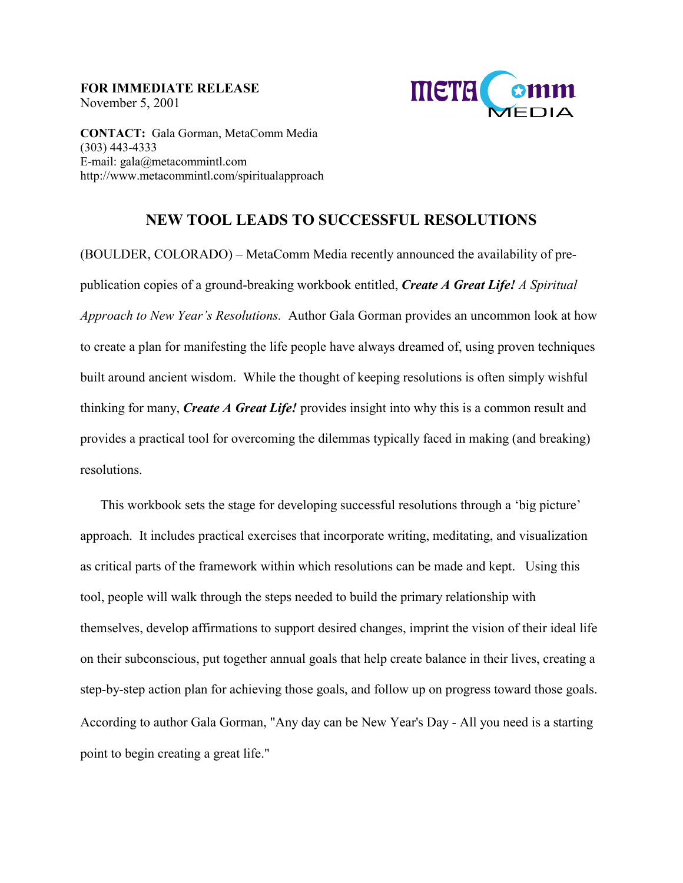**FOR IMMEDIATE RELEASE**
November 5, 2001

**CONTACT:** Gala Gorman, MetaComm Media
(303) 443-4333
E-mail: gala@metacommintl.com
http://www.metacommintl.com/spiritualapproach

## NEW TOOL LEADS TO SUCCESSFUL RESOLUTIONS

(BOULDER, COLORADO) – MetaComm Media recently announced the availability of pre-publication copies of a ground-breaking workbook entitled, ***Create A Great Life!*** *A Spiritual Approach to New Year's Resolutions.* Author Gala Gorman provides an uncommon look at how to create a plan for manifesting the life people have always dreamed of, using proven techniques built around ancient wisdom. While the thought of keeping resolutions is often simply wishful thinking for many, ***Create A Great Life!*** provides insight into why this is a common result and provides a practical tool for overcoming the dilemmas typically faced in making (and breaking) resolutions.

This workbook sets the stage for developing successful resolutions through a 'big picture' approach. It includes practical exercises that incorporate writing, meditating, and visualization as critical parts of the framework within which resolutions can be made and kept. Using this tool, people will walk through the steps needed to build the primary relationship with themselves, develop affirmations to support desired changes, imprint the vision of their ideal life on their subconscious, put together annual goals that help create balance in their lives, creating a step-by-step action plan for achieving those goals, and follow up on progress toward those goals. According to author Gala Gorman, "Any day can be New Year's Day - All you need is a starting point to begin creating a great life."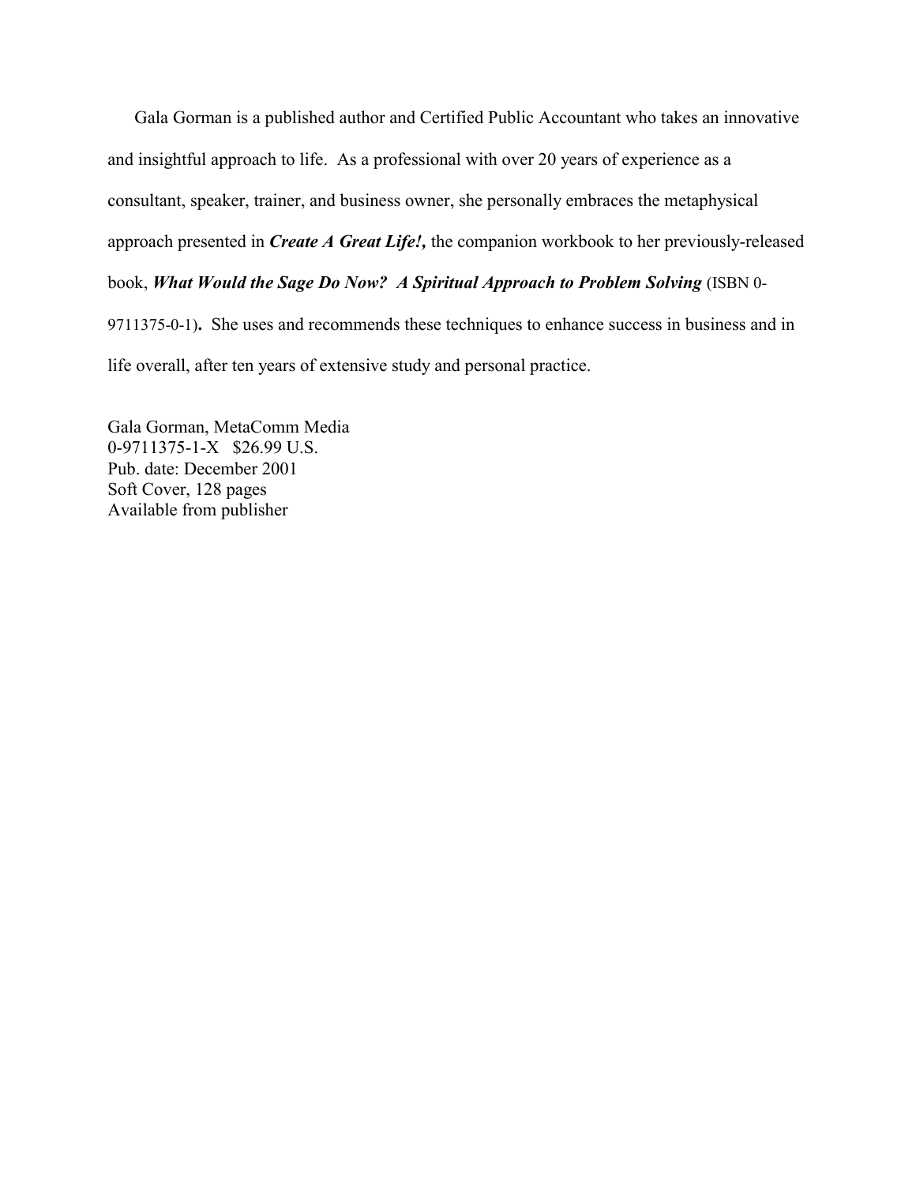Gala Gorman is a published author and Certified Public Accountant who takes an innovative and insightful approach to life. As a professional with over 20 years of experience as a consultant, speaker, trainer, and business owner, she personally embraces the metaphysical approach presented in ***Create A Great Life!,*** the companion workbook to her previously-released book, ***What Would the Sage Do Now? A Spiritual Approach to Problem Solving*** (ISBN 0-9711375-0-1)**.** She uses and recommends these techniques to enhance success in business and in life overall, after ten years of extensive study and personal practice.

Gala Gorman, MetaComm Media
0-9711375-1-X $26.99 U.S.
Pub. date: December 2001
Soft Cover, 128 pages
Available from publisher